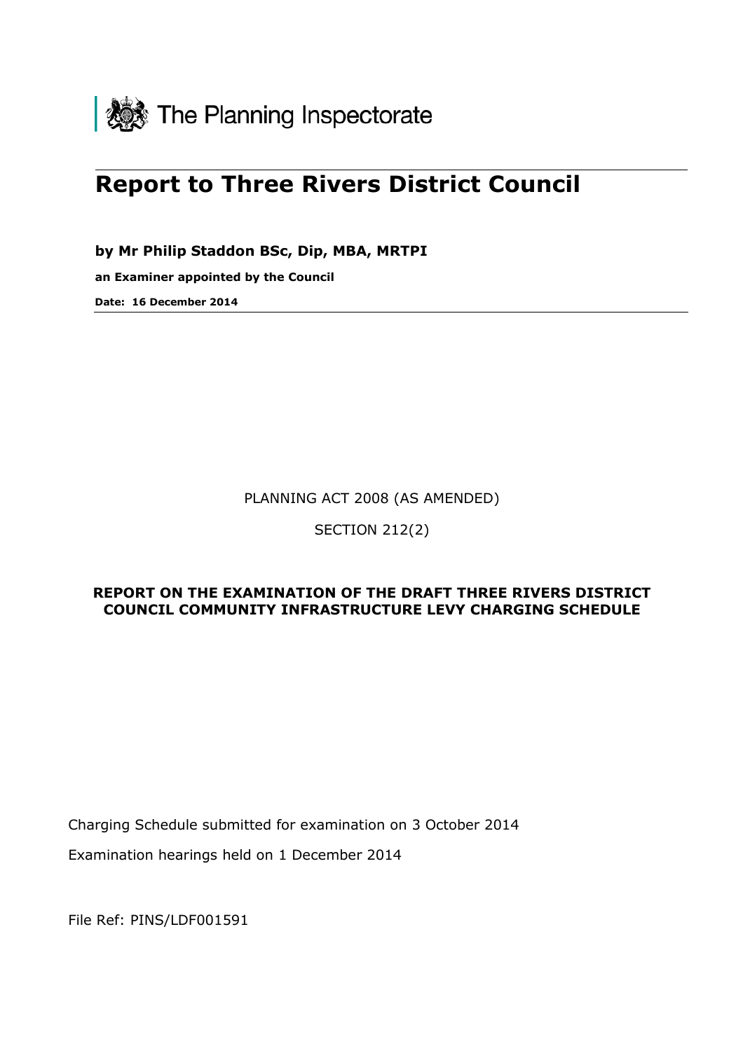The Planning Inspectorate

# Report to Three Rivers District Council

**by Mr Philip Staddon BSc, Dip, MBA, MRTPI**

**an Examiner appointed by the Council**

**Date: 16 December 2014**

PLANNING ACT 2008 (AS AMENDED)

SECTION 212(2)

**REPORT ON THE EXAMINATION OF THE DRAFT THREE RIVERS DISTRICT COUNCIL COMMUNITY INFRASTRUCTURE LEVY CHARGING SCHEDULE**

Charging Schedule submitted for examination on 3 October 2014

Examination hearings held on 1 December 2014

File Ref: PINS/LDF001591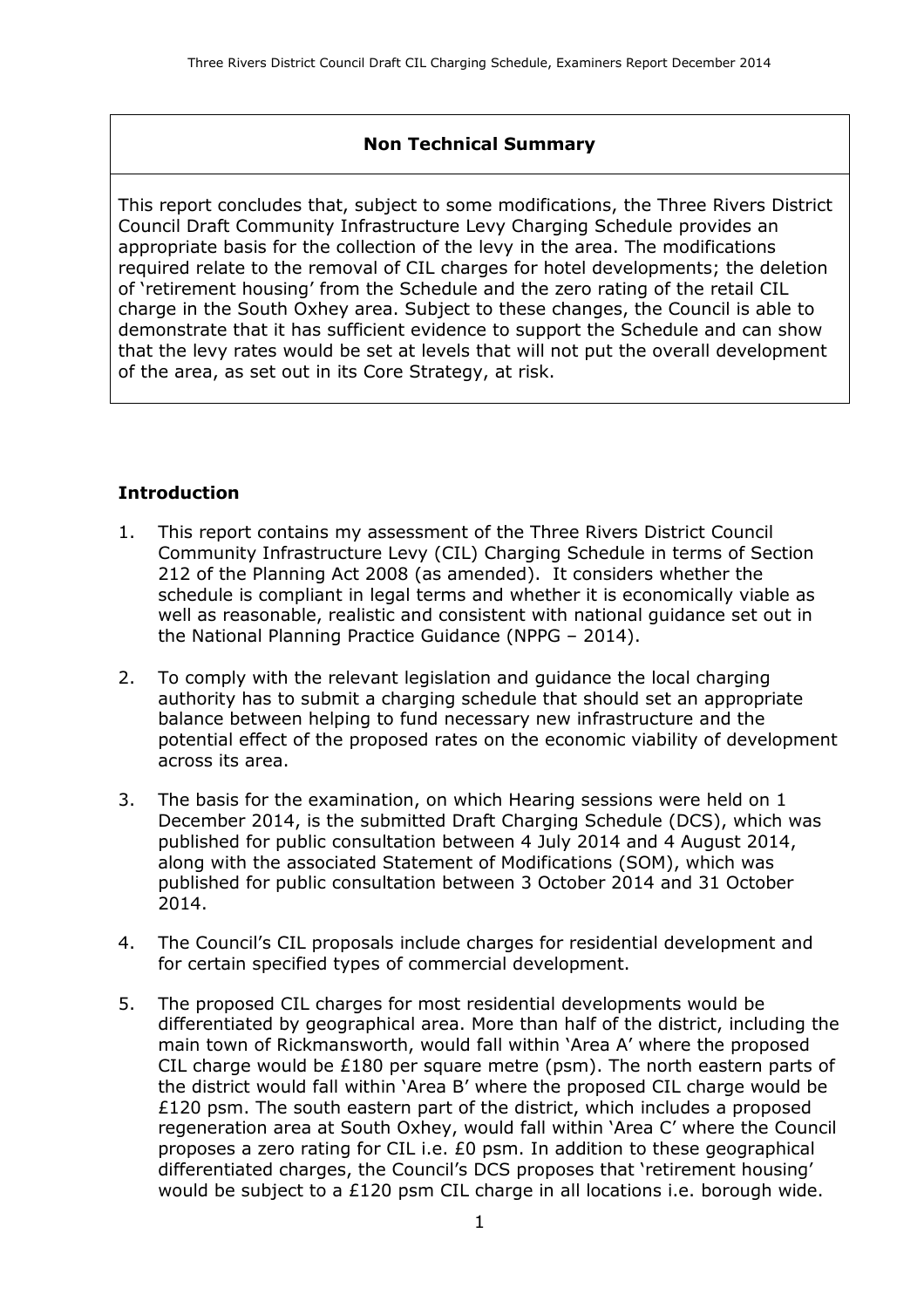## Non Technical Summary

This report concludes that, subject to some modifications, the Three Rivers District Council Draft Community Infrastructure Levy Charging Schedule provides an appropriate basis for the collection of the levy in the area. The modifications required relate to the removal of CIL charges for hotel developments; the deletion of 'retirement housing' from the Schedule and the zero rating of the retail CIL charge in the South Oxhey area. Subject to these changes, the Council is able to demonstrate that it has sufficient evidence to support the Schedule and can show that the levy rates would be set at levels that will not put the overall development of the area, as set out in its Core Strategy, at risk.

## Introduction

1. This report contains my assessment of the Three Rivers District Council Community Infrastructure Levy (CIL) Charging Schedule in terms of Section 212 of the Planning Act 2008 (as amended). It considers whether the schedule is compliant in legal terms and whether it is economically viable as well as reasonable, realistic and consistent with national guidance set out in the National Planning Practice Guidance (NPPG – 2014).

2. To comply with the relevant legislation and guidance the local charging authority has to submit a charging schedule that should set an appropriate balance between helping to fund necessary new infrastructure and the potential effect of the proposed rates on the economic viability of development across its area.

3. The basis for the examination, on which Hearing sessions were held on 1 December 2014, is the submitted Draft Charging Schedule (DCS), which was published for public consultation between 4 July 2014 and 4 August 2014, along with the associated Statement of Modifications (SOM), which was published for public consultation between 3 October 2014 and 31 October 2014.

4. The Council's CIL proposals include charges for residential development and for certain specified types of commercial development.

5. The proposed CIL charges for most residential developments would be differentiated by geographical area. More than half of the district, including the main town of Rickmansworth, would fall within 'Area A' where the proposed CIL charge would be £180 per square metre (psm). The north eastern parts of the district would fall within 'Area B' where the proposed CIL charge would be £120 psm. The south eastern part of the district, which includes a proposed regeneration area at South Oxhey, would fall within 'Area C' where the Council proposes a zero rating for CIL i.e. £0 psm. In addition to these geographical differentiated charges, the Council's DCS proposes that 'retirement housing' would be subject to a £120 psm CIL charge in all locations i.e. borough wide.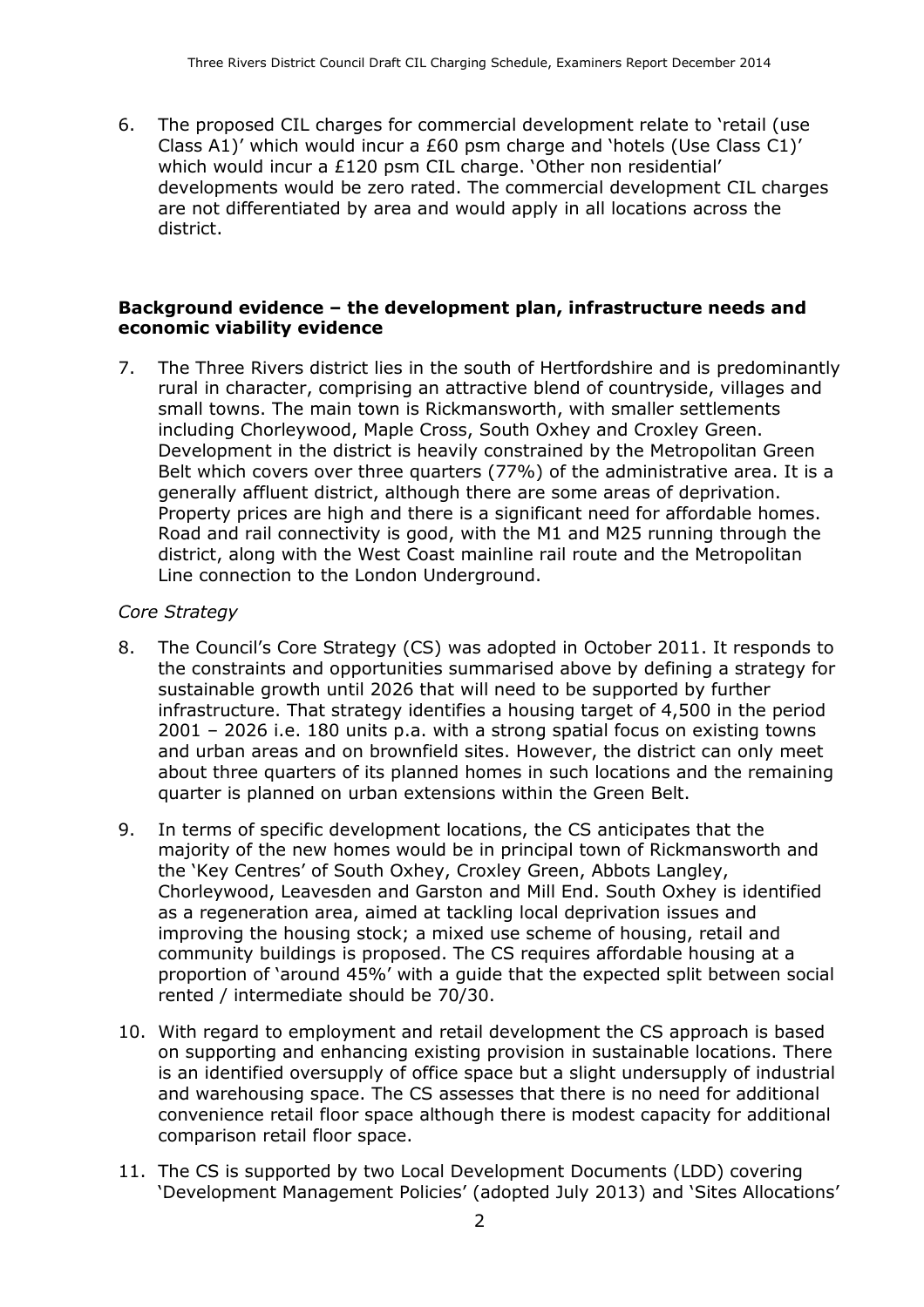6. The proposed CIL charges for commercial development relate to 'retail (use Class A1)' which would incur a £60 psm charge and 'hotels (Use Class C1)' which would incur a £120 psm CIL charge. 'Other non residential' developments would be zero rated. The commercial development CIL charges are not differentiated by area and would apply in all locations across the district.

**Background evidence – the development plan, infrastructure needs and economic viability evidence**

7. The Three Rivers district lies in the south of Hertfordshire and is predominantly rural in character, comprising an attractive blend of countryside, villages and small towns. The main town is Rickmansworth, with smaller settlements including Chorleywood, Maple Cross, South Oxhey and Croxley Green. Development in the district is heavily constrained by the Metropolitan Green Belt which covers over three quarters (77%) of the administrative area. It is a generally affluent district, although there are some areas of deprivation. Property prices are high and there is a significant need for affordable homes. Road and rail connectivity is good, with the M1 and M25 running through the district, along with the West Coast mainline rail route and the Metropolitan Line connection to the London Underground.

*Core Strategy*

8. The Council's Core Strategy (CS) was adopted in October 2011. It responds to the constraints and opportunities summarised above by defining a strategy for sustainable growth until 2026 that will need to be supported by further infrastructure. That strategy identifies a housing target of 4,500 in the period 2001 – 2026 i.e. 180 units p.a. with a strong spatial focus on existing towns and urban areas and on brownfield sites. However, the district can only meet about three quarters of its planned homes in such locations and the remaining quarter is planned on urban extensions within the Green Belt.

9. In terms of specific development locations, the CS anticipates that the majority of the new homes would be in principal town of Rickmansworth and the 'Key Centres' of South Oxhey, Croxley Green, Abbots Langley, Chorleywood, Leavesden and Garston and Mill End. South Oxhey is identified as a regeneration area, aimed at tackling local deprivation issues and improving the housing stock; a mixed use scheme of housing, retail and community buildings is proposed. The CS requires affordable housing at a proportion of 'around 45%' with a guide that the expected split between social rented / intermediate should be 70/30.

10. With regard to employment and retail development the CS approach is based on supporting and enhancing existing provision in sustainable locations. There is an identified oversupply of office space but a slight undersupply of industrial and warehousing space. The CS assesses that there is no need for additional convenience retail floor space although there is modest capacity for additional comparison retail floor space.

11. The CS is supported by two Local Development Documents (LDD) covering 'Development Management Policies' (adopted July 2013) and 'Sites Allocations'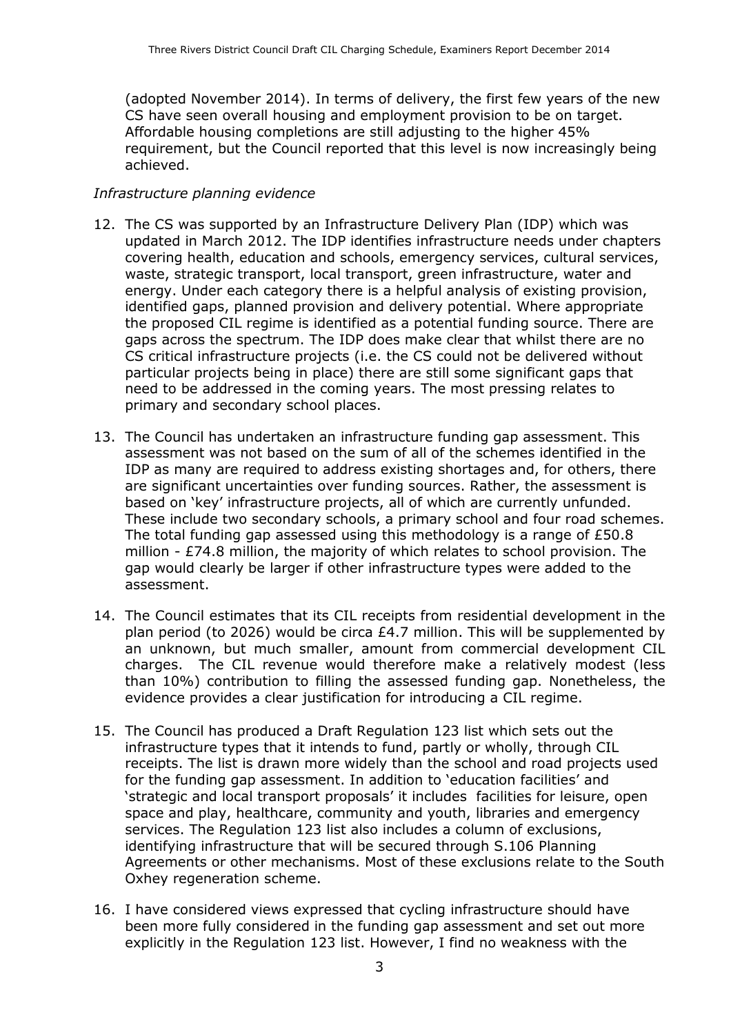(adopted November 2014). In terms of delivery, the first few years of the new CS have seen overall housing and employment provision to be on target. Affordable housing completions are still adjusting to the higher 45% requirement, but the Council reported that this level is now increasingly being achieved.

*Infrastructure planning evidence*

12. The CS was supported by an Infrastructure Delivery Plan (IDP) which was updated in March 2012. The IDP identifies infrastructure needs under chapters covering health, education and schools, emergency services, cultural services, waste, strategic transport, local transport, green infrastructure, water and energy. Under each category there is a helpful analysis of existing provision, identified gaps, planned provision and delivery potential. Where appropriate the proposed CIL regime is identified as a potential funding source. There are gaps across the spectrum. The IDP does make clear that whilst there are no CS critical infrastructure projects (i.e. the CS could not be delivered without particular projects being in place) there are still some significant gaps that need to be addressed in the coming years. The most pressing relates to primary and secondary school places.

13. The Council has undertaken an infrastructure funding gap assessment. This assessment was not based on the sum of all of the schemes identified in the IDP as many are required to address existing shortages and, for others, there are significant uncertainties over funding sources. Rather, the assessment is based on 'key' infrastructure projects, all of which are currently unfunded. These include two secondary schools, a primary school and four road schemes. The total funding gap assessed using this methodology is a range of £50.8 million - £74.8 million, the majority of which relates to school provision. The gap would clearly be larger if other infrastructure types were added to the assessment.

14. The Council estimates that its CIL receipts from residential development in the plan period (to 2026) would be circa £4.7 million. This will be supplemented by an unknown, but much smaller, amount from commercial development CIL charges. The CIL revenue would therefore make a relatively modest (less than 10%) contribution to filling the assessed funding gap. Nonetheless, the evidence provides a clear justification for introducing a CIL regime.

15. The Council has produced a Draft Regulation 123 list which sets out the infrastructure types that it intends to fund, partly or wholly, through CIL receipts. The list is drawn more widely than the school and road projects used for the funding gap assessment. In addition to 'education facilities' and 'strategic and local transport proposals' it includes facilities for leisure, open space and play, healthcare, community and youth, libraries and emergency services. The Regulation 123 list also includes a column of exclusions, identifying infrastructure that will be secured through S.106 Planning Agreements or other mechanisms. Most of these exclusions relate to the South Oxhey regeneration scheme.

16. I have considered views expressed that cycling infrastructure should have been more fully considered in the funding gap assessment and set out more explicitly in the Regulation 123 list. However, I find no weakness with the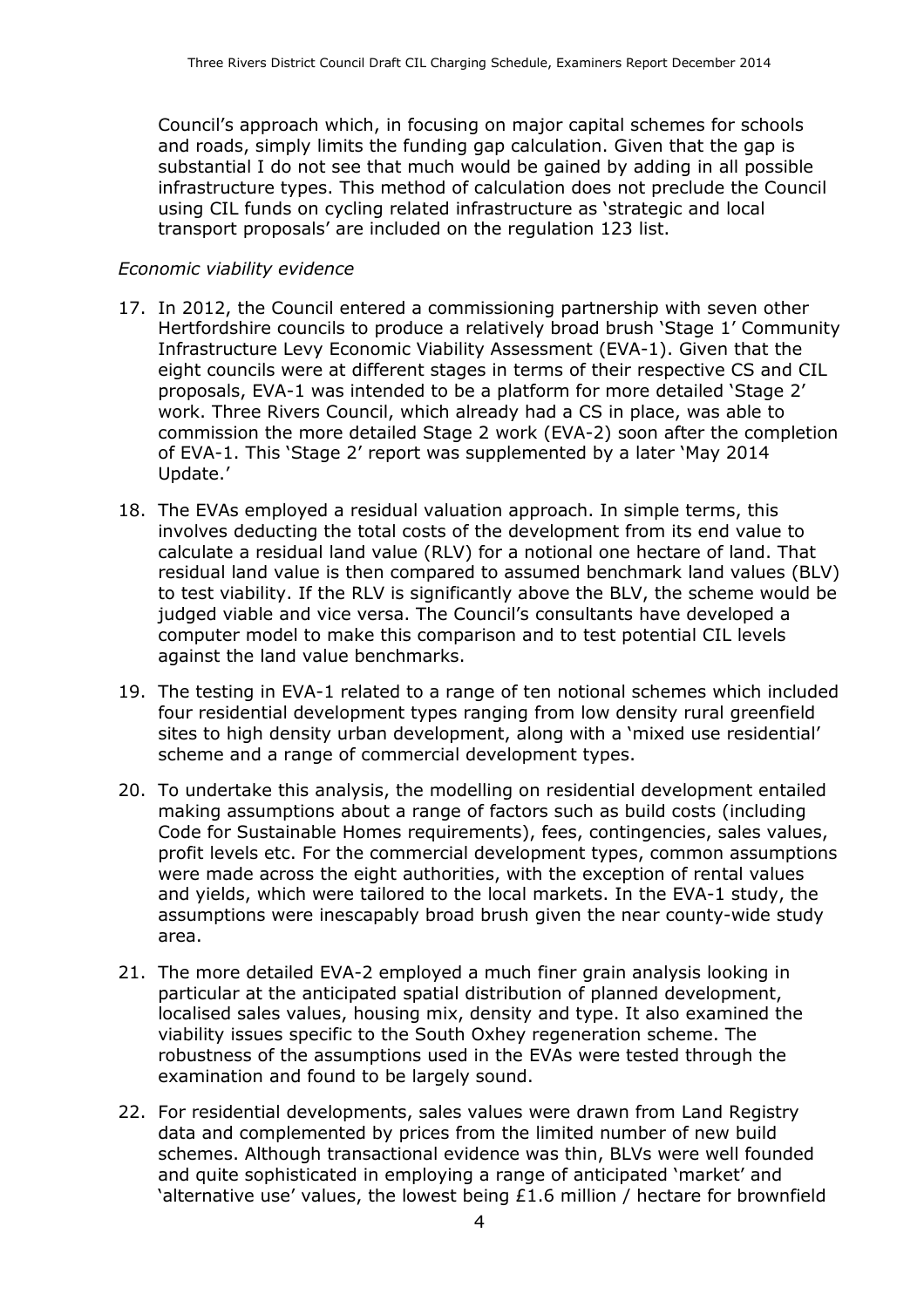Council's approach which, in focusing on major capital schemes for schools and roads, simply limits the funding gap calculation. Given that the gap is substantial I do not see that much would be gained by adding in all possible infrastructure types. This method of calculation does not preclude the Council using CIL funds on cycling related infrastructure as 'strategic and local transport proposals' are included on the regulation 123 list.

*Economic viability evidence*

17. In 2012, the Council entered a commissioning partnership with seven other Hertfordshire councils to produce a relatively broad brush 'Stage 1' Community Infrastructure Levy Economic Viability Assessment (EVA-1). Given that the eight councils were at different stages in terms of their respective CS and CIL proposals, EVA-1 was intended to be a platform for more detailed 'Stage 2' work. Three Rivers Council, which already had a CS in place, was able to commission the more detailed Stage 2 work (EVA-2) soon after the completion of EVA-1. This 'Stage 2' report was supplemented by a later 'May 2014 Update.'

18. The EVAs employed a residual valuation approach. In simple terms, this involves deducting the total costs of the development from its end value to calculate a residual land value (RLV) for a notional one hectare of land. That residual land value is then compared to assumed benchmark land values (BLV) to test viability. If the RLV is significantly above the BLV, the scheme would be judged viable and vice versa. The Council's consultants have developed a computer model to make this comparison and to test potential CIL levels against the land value benchmarks.

19. The testing in EVA-1 related to a range of ten notional schemes which included four residential development types ranging from low density rural greenfield sites to high density urban development, along with a 'mixed use residential' scheme and a range of commercial development types.

20. To undertake this analysis, the modelling on residential development entailed making assumptions about a range of factors such as build costs (including Code for Sustainable Homes requirements), fees, contingencies, sales values, profit levels etc. For the commercial development types, common assumptions were made across the eight authorities, with the exception of rental values and yields, which were tailored to the local markets. In the EVA-1 study, the assumptions were inescapably broad brush given the near county-wide study area.

21. The more detailed EVA-2 employed a much finer grain analysis looking in particular at the anticipated spatial distribution of planned development, localised sales values, housing mix, density and type. It also examined the viability issues specific to the South Oxhey regeneration scheme. The robustness of the assumptions used in the EVAs were tested through the examination and found to be largely sound.

22. For residential developments, sales values were drawn from Land Registry data and complemented by prices from the limited number of new build schemes. Although transactional evidence was thin, BLVs were well founded and quite sophisticated in employing a range of anticipated 'market' and 'alternative use' values, the lowest being £1.6 million / hectare for brownfield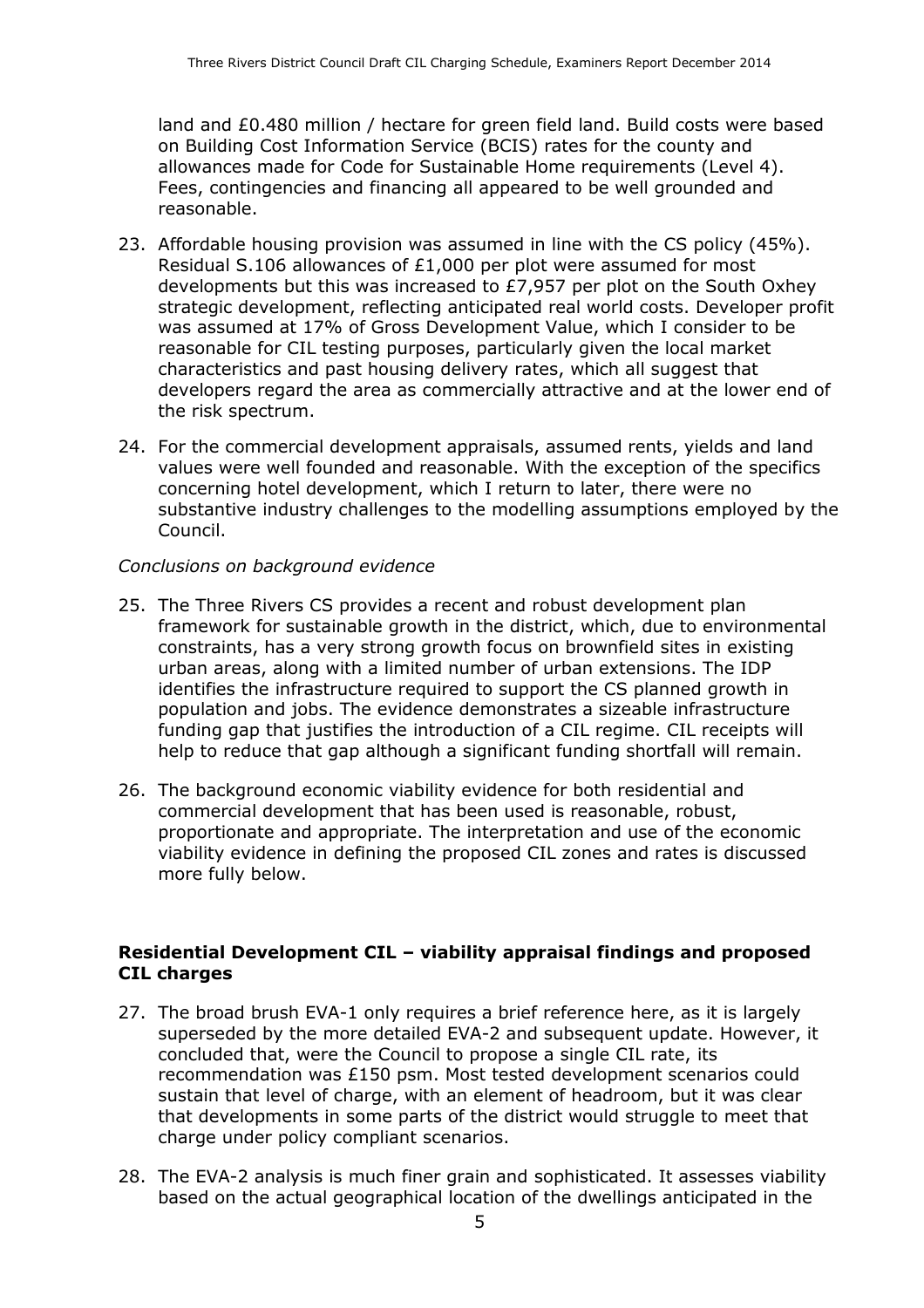land and £0.480 million / hectare for green field land. Build costs were based on Building Cost Information Service (BCIS) rates for the county and allowances made for Code for Sustainable Home requirements (Level 4). Fees, contingencies and financing all appeared to be well grounded and reasonable.

23. Affordable housing provision was assumed in line with the CS policy (45%). Residual S.106 allowances of £1,000 per plot were assumed for most developments but this was increased to £7,957 per plot on the South Oxhey strategic development, reflecting anticipated real world costs. Developer profit was assumed at 17% of Gross Development Value, which I consider to be reasonable for CIL testing purposes, particularly given the local market characteristics and past housing delivery rates, which all suggest that developers regard the area as commercially attractive and at the lower end of the risk spectrum.

24. For the commercial development appraisals, assumed rents, yields and land values were well founded and reasonable. With the exception of the specifics concerning hotel development, which I return to later, there were no substantive industry challenges to the modelling assumptions employed by the Council.

*Conclusions on background evidence*

25. The Three Rivers CS provides a recent and robust development plan framework for sustainable growth in the district, which, due to environmental constraints, has a very strong growth focus on brownfield sites in existing urban areas, along with a limited number of urban extensions. The IDP identifies the infrastructure required to support the CS planned growth in population and jobs. The evidence demonstrates a sizeable infrastructure funding gap that justifies the introduction of a CIL regime. CIL receipts will help to reduce that gap although a significant funding shortfall will remain.

26. The background economic viability evidence for both residential and commercial development that has been used is reasonable, robust, proportionate and appropriate. The interpretation and use of the economic viability evidence in defining the proposed CIL zones and rates is discussed more fully below.

**Residential Development CIL – viability appraisal findings and proposed CIL charges**

27. The broad brush EVA-1 only requires a brief reference here, as it is largely superseded by the more detailed EVA-2 and subsequent update. However, it concluded that, were the Council to propose a single CIL rate, its recommendation was £150 psm. Most tested development scenarios could sustain that level of charge, with an element of headroom, but it was clear that developments in some parts of the district would struggle to meet that charge under policy compliant scenarios.

28. The EVA-2 analysis is much finer grain and sophisticated. It assesses viability based on the actual geographical location of the dwellings anticipated in the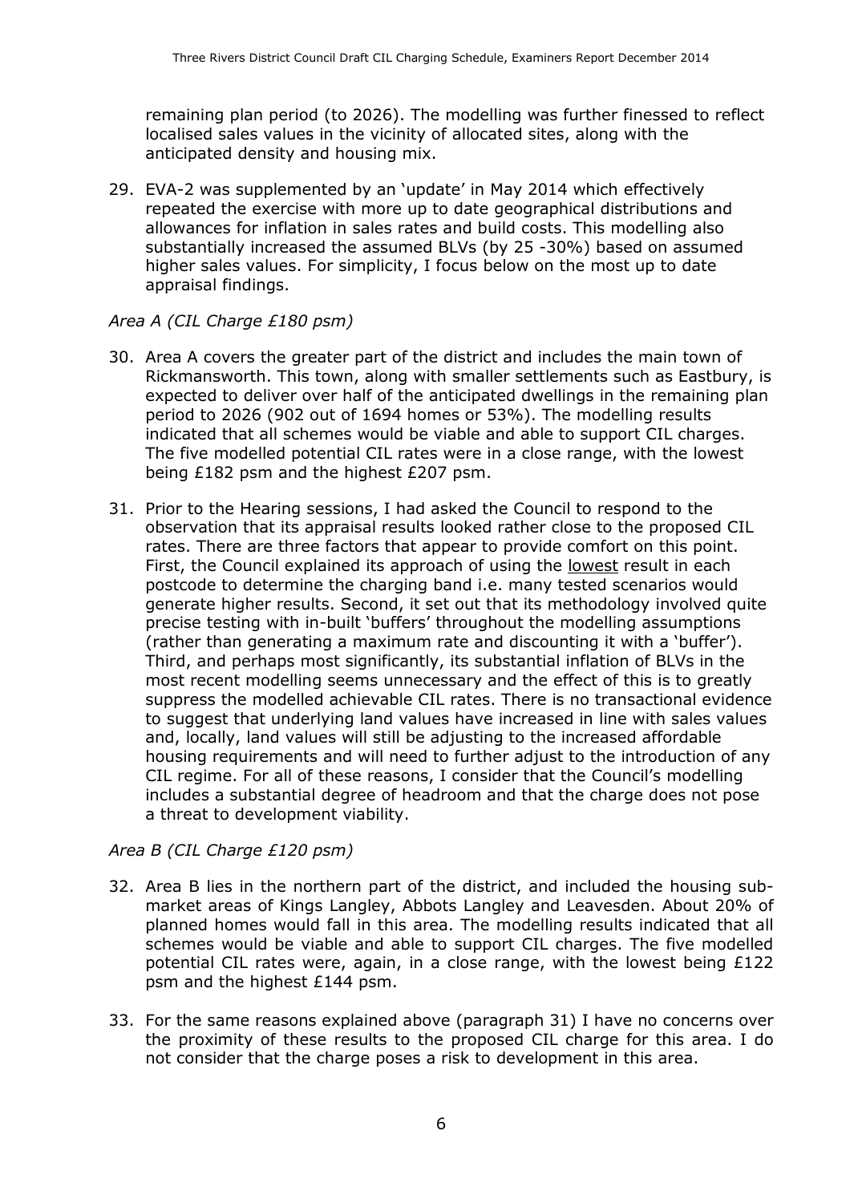remaining plan period (to 2026). The modelling was further finessed to reflect localised sales values in the vicinity of allocated sites, along with the anticipated density and housing mix.

29. EVA-2 was supplemented by an 'update' in May 2014 which effectively repeated the exercise with more up to date geographical distributions and allowances for inflation in sales rates and build costs. This modelling also substantially increased the assumed BLVs (by 25 -30%) based on assumed higher sales values. For simplicity, I focus below on the most up to date appraisal findings.

*Area A (CIL Charge £180 psm)*

30. Area A covers the greater part of the district and includes the main town of Rickmansworth. This town, along with smaller settlements such as Eastbury, is expected to deliver over half of the anticipated dwellings in the remaining plan period to 2026 (902 out of 1694 homes or 53%). The modelling results indicated that all schemes would be viable and able to support CIL charges. The five modelled potential CIL rates were in a close range, with the lowest being £182 psm and the highest £207 psm.

31. Prior to the Hearing sessions, I had asked the Council to respond to the observation that its appraisal results looked rather close to the proposed CIL rates. There are three factors that appear to provide comfort on this point. First, the Council explained its approach of using the <u>lowest</u> result in each postcode to determine the charging band i.e. many tested scenarios would generate higher results. Second, it set out that its methodology involved quite precise testing with in-built 'buffers' throughout the modelling assumptions (rather than generating a maximum rate and discounting it with a 'buffer'). Third, and perhaps most significantly, its substantial inflation of BLVs in the most recent modelling seems unnecessary and the effect of this is to greatly suppress the modelled achievable CIL rates. There is no transactional evidence to suggest that underlying land values have increased in line with sales values and, locally, land values will still be adjusting to the increased affordable housing requirements and will need to further adjust to the introduction of any CIL regime. For all of these reasons, I consider that the Council's modelling includes a substantial degree of headroom and that the charge does not pose a threat to development viability.

*Area B (CIL Charge £120 psm)*

32. Area B lies in the northern part of the district, and included the housing sub-market areas of Kings Langley, Abbots Langley and Leavesden. About 20% of planned homes would fall in this area. The modelling results indicated that all schemes would be viable and able to support CIL charges. The five modelled potential CIL rates were, again, in a close range, with the lowest being £122 psm and the highest £144 psm.

33. For the same reasons explained above (paragraph 31) I have no concerns over the proximity of these results to the proposed CIL charge for this area. I do not consider that the charge poses a risk to development in this area.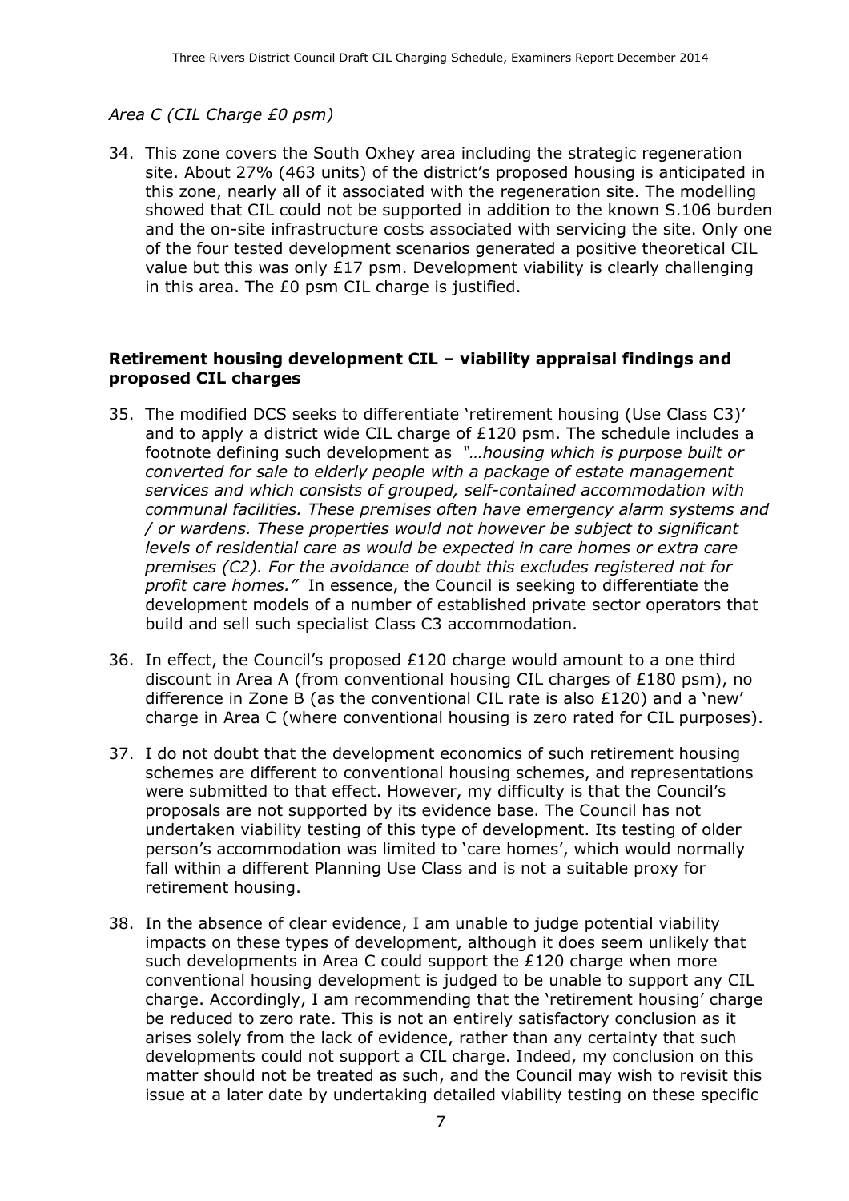*Area C (CIL Charge £0 psm)*

34. This zone covers the South Oxhey area including the strategic regeneration site. About 27% (463 units) of the district's proposed housing is anticipated in this zone, nearly all of it associated with the regeneration site. The modelling showed that CIL could not be supported in addition to the known S.106 burden and the on-site infrastructure costs associated with servicing the site. Only one of the four tested development scenarios generated a positive theoretical CIL value but this was only £17 psm. Development viability is clearly challenging in this area. The £0 psm CIL charge is justified.

**Retirement housing development CIL – viability appraisal findings and proposed CIL charges**

35. The modified DCS seeks to differentiate 'retirement housing (Use Class C3)' and to apply a district wide CIL charge of £120 psm. The schedule includes a footnote defining such development as *"…housing which is purpose built or converted for sale to elderly people with a package of estate management services and which consists of grouped, self-contained accommodation with communal facilities. These premises often have emergency alarm systems and / or wardens. These properties would not however be subject to significant levels of residential care as would be expected in care homes or extra care premises (C2). For the avoidance of doubt this excludes registered not for profit care homes."* In essence, the Council is seeking to differentiate the development models of a number of established private sector operators that build and sell such specialist Class C3 accommodation.

36. In effect, the Council's proposed £120 charge would amount to a one third discount in Area A (from conventional housing CIL charges of £180 psm), no difference in Zone B (as the conventional CIL rate is also £120) and a 'new' charge in Area C (where conventional housing is zero rated for CIL purposes).

37. I do not doubt that the development economics of such retirement housing schemes are different to conventional housing schemes, and representations were submitted to that effect. However, my difficulty is that the Council's proposals are not supported by its evidence base. The Council has not undertaken viability testing of this type of development. Its testing of older person's accommodation was limited to 'care homes', which would normally fall within a different Planning Use Class and is not a suitable proxy for retirement housing.

38. In the absence of clear evidence, I am unable to judge potential viability impacts on these types of development, although it does seem unlikely that such developments in Area C could support the £120 charge when more conventional housing development is judged to be unable to support any CIL charge. Accordingly, I am recommending that the 'retirement housing' charge be reduced to zero rate. This is not an entirely satisfactory conclusion as it arises solely from the lack of evidence, rather than any certainty that such developments could not support a CIL charge. Indeed, my conclusion on this matter should not be treated as such, and the Council may wish to revisit this issue at a later date by undertaking detailed viability testing on these specific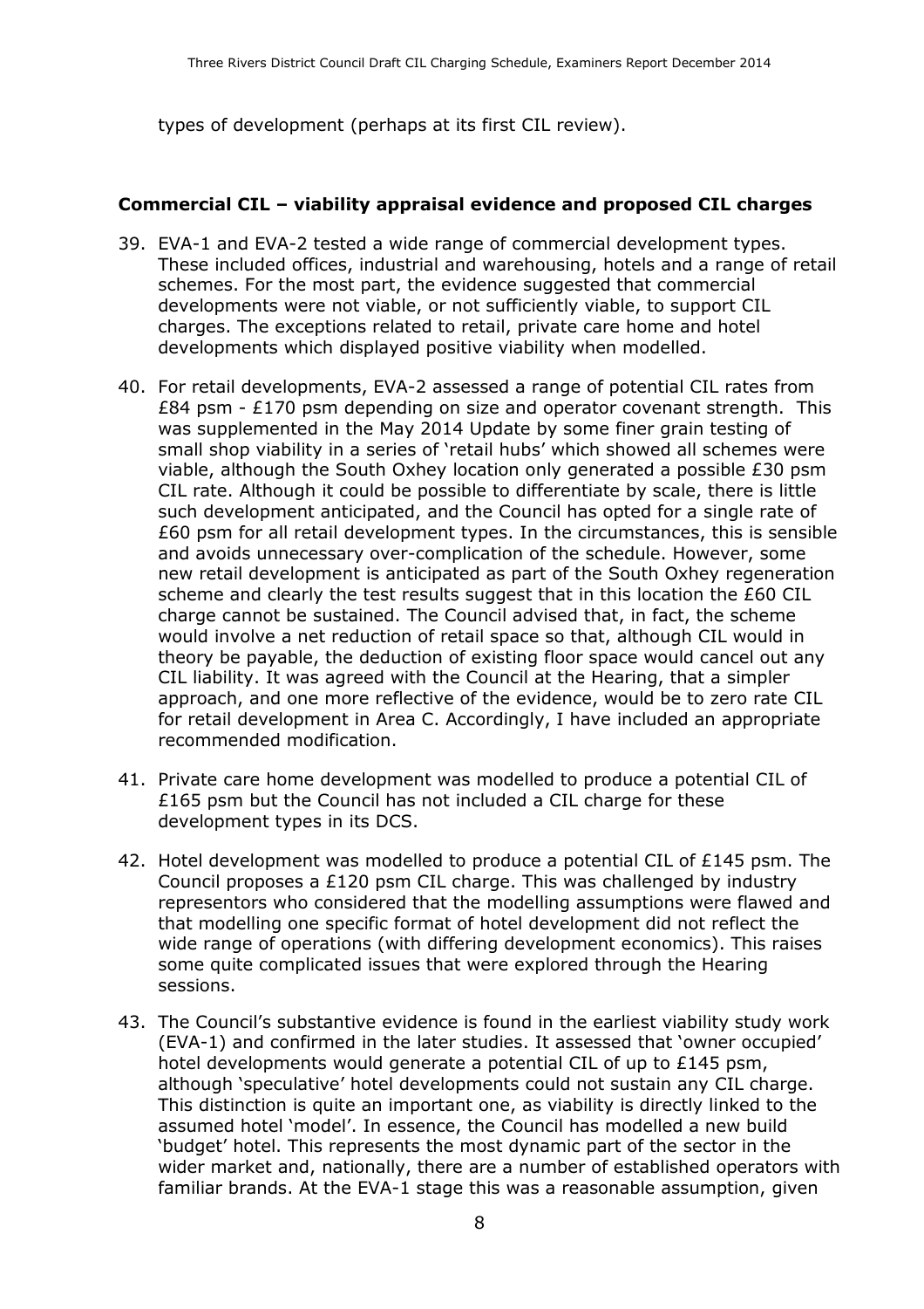types of development (perhaps at its first CIL review).

**Commercial CIL – viability appraisal evidence and proposed CIL charges**

39. EVA-1 and EVA-2 tested a wide range of commercial development types. These included offices, industrial and warehousing, hotels and a range of retail schemes. For the most part, the evidence suggested that commercial developments were not viable, or not sufficiently viable, to support CIL charges. The exceptions related to retail, private care home and hotel developments which displayed positive viability when modelled.

40. For retail developments, EVA-2 assessed a range of potential CIL rates from £84 psm - £170 psm depending on size and operator covenant strength. This was supplemented in the May 2014 Update by some finer grain testing of small shop viability in a series of 'retail hubs' which showed all schemes were viable, although the South Oxhey location only generated a possible £30 psm CIL rate. Although it could be possible to differentiate by scale, there is little such development anticipated, and the Council has opted for a single rate of £60 psm for all retail development types. In the circumstances, this is sensible and avoids unnecessary over-complication of the schedule. However, some new retail development is anticipated as part of the South Oxhey regeneration scheme and clearly the test results suggest that in this location the £60 CIL charge cannot be sustained. The Council advised that, in fact, the scheme would involve a net reduction of retail space so that, although CIL would in theory be payable, the deduction of existing floor space would cancel out any CIL liability. It was agreed with the Council at the Hearing, that a simpler approach, and one more reflective of the evidence, would be to zero rate CIL for retail development in Area C. Accordingly, I have included an appropriate recommended modification.

41. Private care home development was modelled to produce a potential CIL of £165 psm but the Council has not included a CIL charge for these development types in its DCS.

42. Hotel development was modelled to produce a potential CIL of £145 psm. The Council proposes a £120 psm CIL charge. This was challenged by industry representors who considered that the modelling assumptions were flawed and that modelling one specific format of hotel development did not reflect the wide range of operations (with differing development economics). This raises some quite complicated issues that were explored through the Hearing sessions.

43. The Council's substantive evidence is found in the earliest viability study work (EVA-1) and confirmed in the later studies. It assessed that 'owner occupied' hotel developments would generate a potential CIL of up to £145 psm, although 'speculative' hotel developments could not sustain any CIL charge. This distinction is quite an important one, as viability is directly linked to the assumed hotel 'model'. In essence, the Council has modelled a new build 'budget' hotel. This represents the most dynamic part of the sector in the wider market and, nationally, there are a number of established operators with familiar brands. At the EVA-1 stage this was a reasonable assumption, given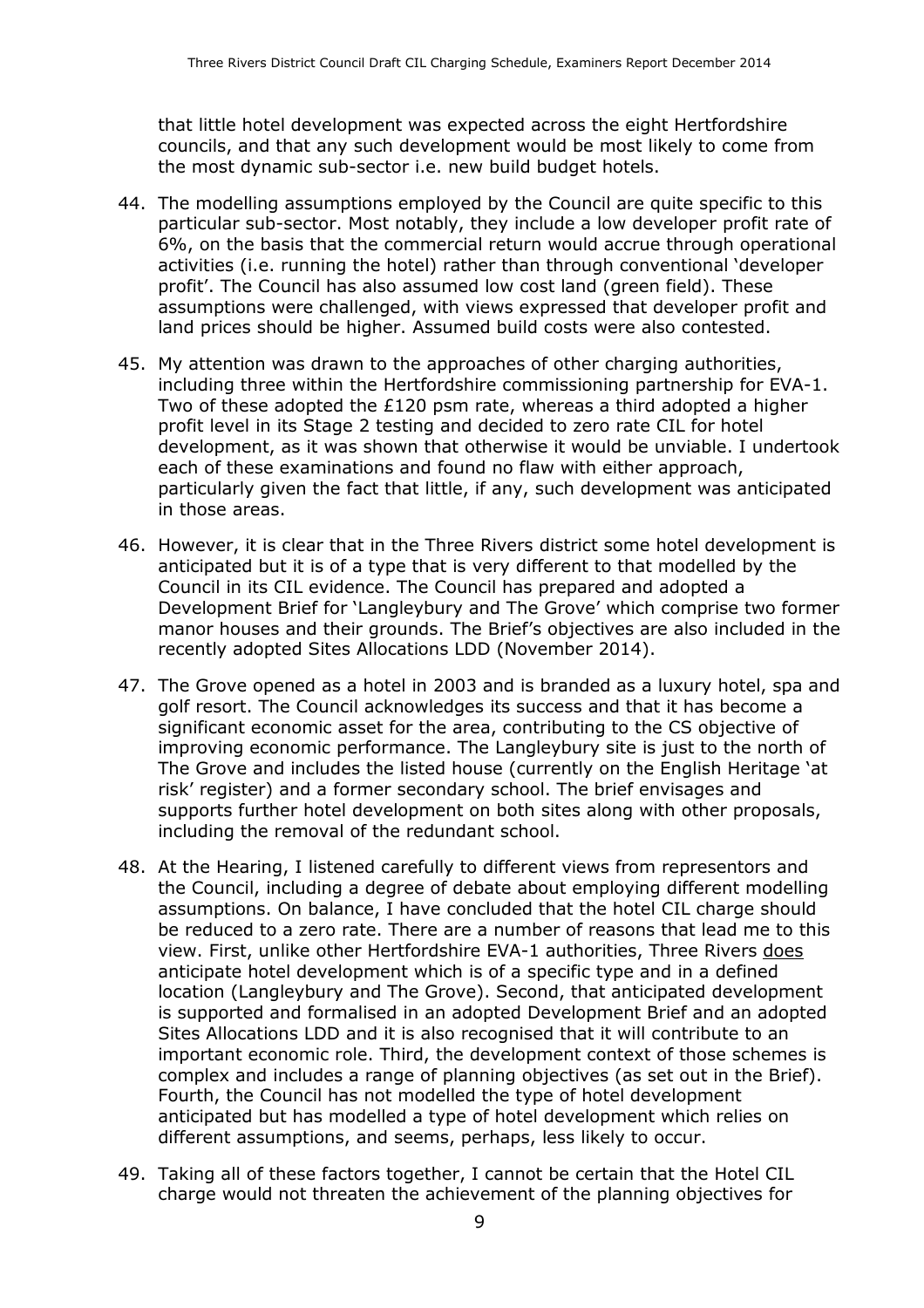that little hotel development was expected across the eight Hertfordshire councils, and that any such development would be most likely to come from the most dynamic sub-sector i.e. new build budget hotels.

44. The modelling assumptions employed by the Council are quite specific to this particular sub-sector. Most notably, they include a low developer profit rate of 6%, on the basis that the commercial return would accrue through operational activities (i.e. running the hotel) rather than through conventional 'developer profit'. The Council has also assumed low cost land (green field). These assumptions were challenged, with views expressed that developer profit and land prices should be higher. Assumed build costs were also contested.

45. My attention was drawn to the approaches of other charging authorities, including three within the Hertfordshire commissioning partnership for EVA-1. Two of these adopted the £120 psm rate, whereas a third adopted a higher profit level in its Stage 2 testing and decided to zero rate CIL for hotel development, as it was shown that otherwise it would be unviable. I undertook each of these examinations and found no flaw with either approach, particularly given the fact that little, if any, such development was anticipated in those areas.

46. However, it is clear that in the Three Rivers district some hotel development is anticipated but it is of a type that is very different to that modelled by the Council in its CIL evidence. The Council has prepared and adopted a Development Brief for 'Langleybury and The Grove' which comprise two former manor houses and their grounds. The Brief's objectives are also included in the recently adopted Sites Allocations LDD (November 2014).

47. The Grove opened as a hotel in 2003 and is branded as a luxury hotel, spa and golf resort. The Council acknowledges its success and that it has become a significant economic asset for the area, contributing to the CS objective of improving economic performance. The Langleybury site is just to the north of The Grove and includes the listed house (currently on the English Heritage 'at risk' register) and a former secondary school. The brief envisages and supports further hotel development on both sites along with other proposals, including the removal of the redundant school.

48. At the Hearing, I listened carefully to different views from representors and the Council, including a degree of debate about employing different modelling assumptions. On balance, I have concluded that the hotel CIL charge should be reduced to a zero rate. There are a number of reasons that lead me to this view. First, unlike other Hertfordshire EVA-1 authorities, Three Rivers <u>does</u> anticipate hotel development which is of a specific type and in a defined location (Langleybury and The Grove). Second, that anticipated development is supported and formalised in an adopted Development Brief and an adopted Sites Allocations LDD and it is also recognised that it will contribute to an important economic role. Third, the development context of those schemes is complex and includes a range of planning objectives (as set out in the Brief). Fourth, the Council has not modelled the type of hotel development anticipated but has modelled a type of hotel development which relies on different assumptions, and seems, perhaps, less likely to occur.

49. Taking all of these factors together, I cannot be certain that the Hotel CIL charge would not threaten the achievement of the planning objectives for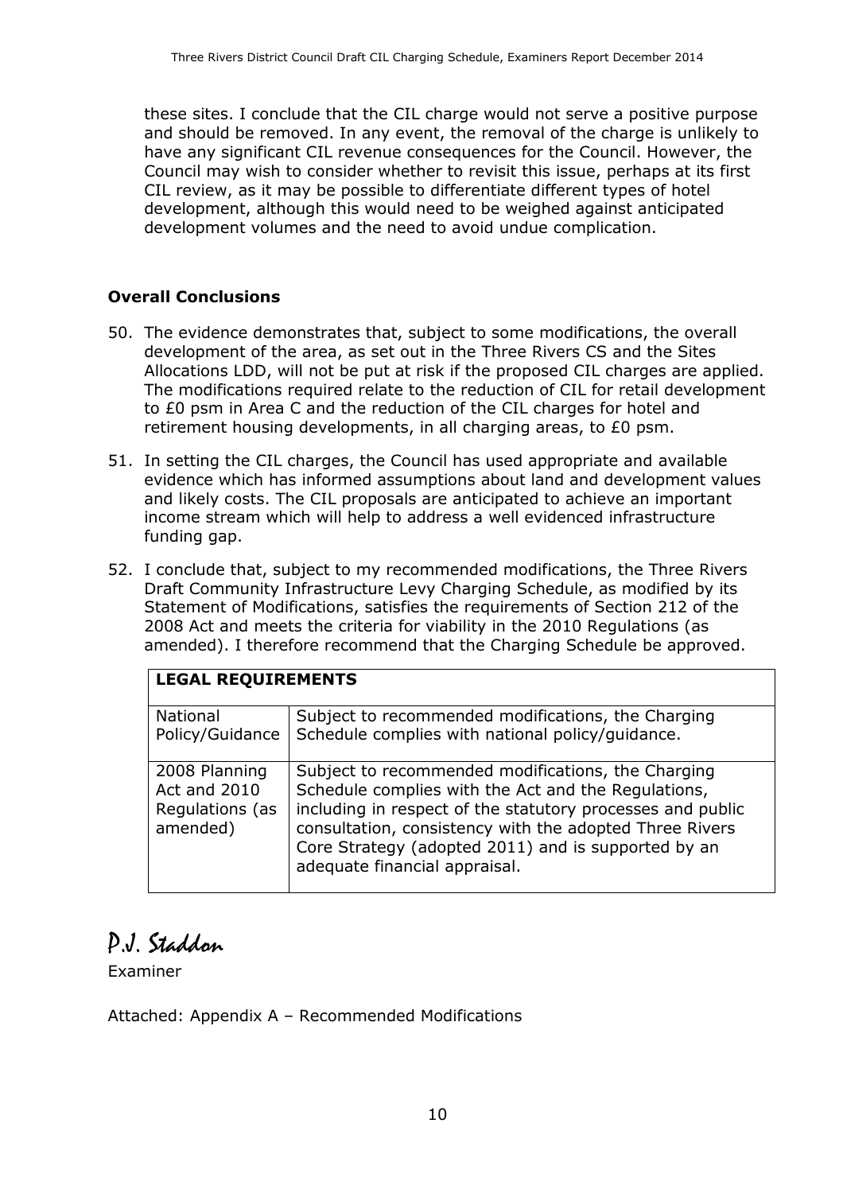these sites. I conclude that the CIL charge would not serve a positive purpose and should be removed. In any event, the removal of the charge is unlikely to have any significant CIL revenue consequences for the Council. However, the Council may wish to consider whether to revisit this issue, perhaps at its first CIL review, as it may be possible to differentiate different types of hotel development, although this would need to be weighed against anticipated development volumes and the need to avoid undue complication.

**Overall Conclusions**

50. The evidence demonstrates that, subject to some modifications, the overall development of the area, as set out in the Three Rivers CS and the Sites Allocations LDD, will not be put at risk if the proposed CIL charges are applied. The modifications required relate to the reduction of CIL for retail development to £0 psm in Area C and the reduction of the CIL charges for hotel and retirement housing developments, in all charging areas, to £0 psm.

51. In setting the CIL charges, the Council has used appropriate and available evidence which has informed assumptions about land and development values and likely costs. The CIL proposals are anticipated to achieve an important income stream which will help to address a well evidenced infrastructure funding gap.

52. I conclude that, subject to my recommended modifications, the Three Rivers Draft Community Infrastructure Levy Charging Schedule, as modified by its Statement of Modifications, satisfies the requirements of Section 212 of the 2008 Act and meets the criteria for viability in the 2010 Regulations (as amended). I therefore recommend that the Charging Schedule be approved.

| **LEGAL REQUIREMENTS** | |
|---|---|
| National Policy/Guidance | Subject to recommended modifications, the Charging Schedule complies with national policy/guidance. |
| 2008 Planning Act and 2010 Regulations (as amended) | Subject to recommended modifications, the Charging Schedule complies with the Act and the Regulations, including in respect of the statutory processes and public consultation, consistency with the adopted Three Rivers Core Strategy (adopted 2011) and is supported by an adequate financial appraisal. |

P.J. Staddon

Examiner

Attached: Appendix A – Recommended Modifications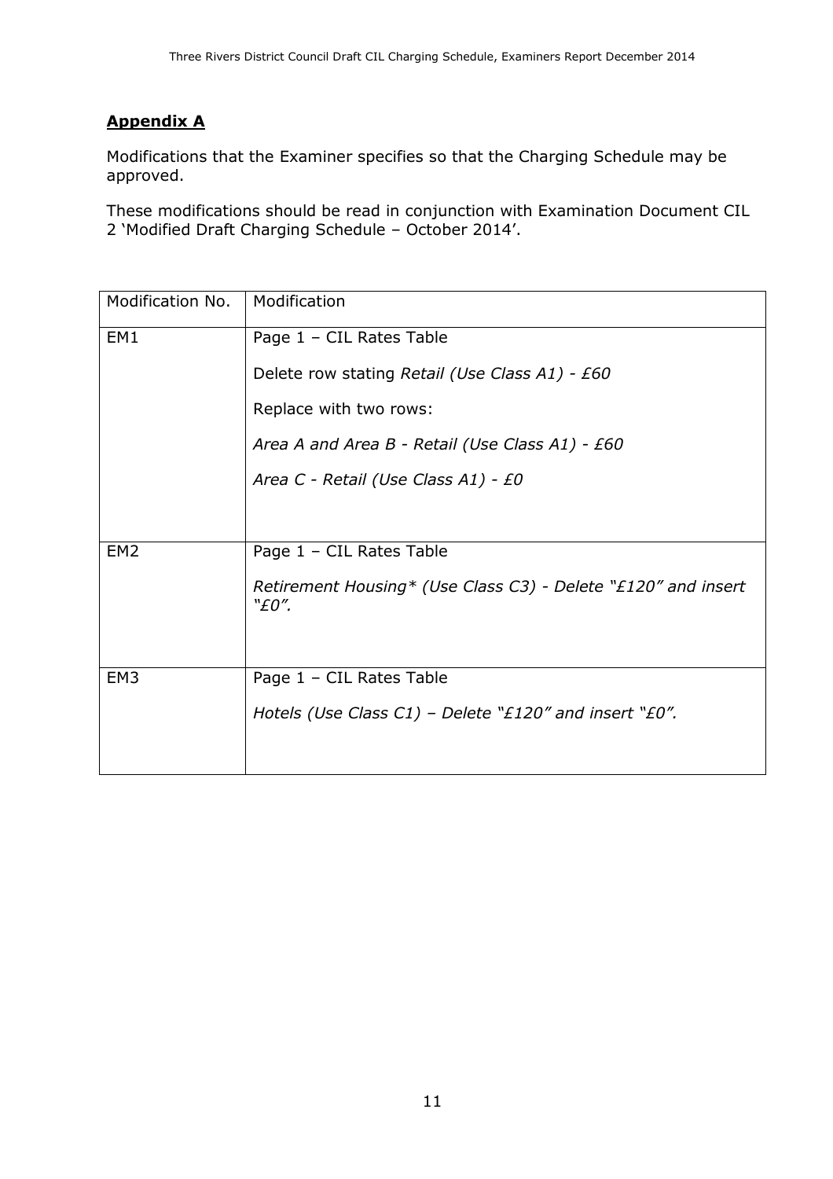## **Appendix A**

Modifications that the Examiner specifies so that the Charging Schedule may be approved.

These modifications should be read in conjunction with Examination Document CIL 2 'Modified Draft Charging Schedule – October 2014'.

| Modification No. | Modification |
|---|---|
| EM1 | Page 1 – CIL Rates Table<br><br>Delete row stating *Retail (Use Class A1) - £60*<br><br>Replace with two rows:<br><br>*Area A and Area B - Retail (Use Class A1) - £60*<br><br>*Area C - Retail (Use Class A1) - £0* |
| EM2 | Page 1 – CIL Rates Table<br><br>*Retirement Housing* (Use Class C3) - Delete "£120" and insert "£0".* |
| EM3 | Page 1 – CIL Rates Table<br><br>*Hotels (Use Class C1) – Delete "£120" and insert "£0".* |